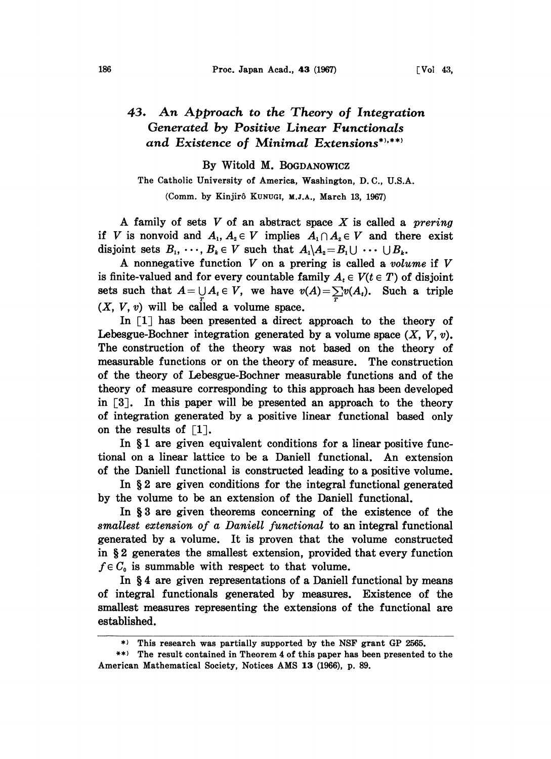# 43. An Approach to the Theory of Integration Generated by Positive Linear Functionals and Existence of Minimal Extensions*),**)

By Witold M. BOGDANOWICZ

The Catholic University of America, Washington, D. C., U.S.A.

(Comm. by Kinjirô KUNUGI, M.J.A., March 13, 1967)

A family of sets $V$ of an abstract space $X$ is called a *prering* if $V$ is nonvoid and $A_1, A_2 \in V$ implies $A_1 \cap A_2 \in V$ and there exist disjoint sets $B_1, \cdots, B_k \in V$ such that $A_1 \backslash A_2 = B_1 \cup \cdots \cup B_k$.

A nonnegative function $V$ on a prering is called a *volume* if $V$ is finite-valued and for every countable family $A_t \in V (t \in T)$ of disjoint sets such that $A = \bigcup_T A_t \in V$, we have $v(A) = \sum_T v(A_t)$. Such a triple $(X, V, v)$ will be called a volume space.

In [1] has been presented a direct approach to the theory of Lebesgue-Bochner integration generated by a volume space $(X, V, v)$. The construction of the theory was not based on the theory of measurable functions or on the theory of measure. The construction of the theory of Lebesgue-Bochner measurable functions and of the theory of measure corresponding to this approach has been developed in [3]. In this paper will be presented an approach to the theory of integration generated by a positive linear functional based only on the results of [1].

In § 1 are given equivalent conditions for a linear positive functional on a linear lattice to be a Daniell functional. An extension of the Daniell functional is constructed leading to a positive volume.

In § 2 are given conditions for the integral functional generated by the volume to be an extension of the Daniell functional.

In § 3 are given theorems concerning of the existence of the *smallest extension of a Daniell functional* to an integral functional generated by a volume. It is proven that the volume constructed in § 2 generates the smallest extension, provided that every function $f \in C_0$ is summable with respect to that volume.

In § 4 are given representations of a Daniell functional by means of integral functionals generated by measures. Existence of the smallest measures representing the extensions of the functional are established.

---

*) This research was partially supported by the NSF grant GP 2565.

**) The result contained in Theorem 4 of this paper has been presented to the American Mathematical Society, Notices AMS 13 (1966), p. 89.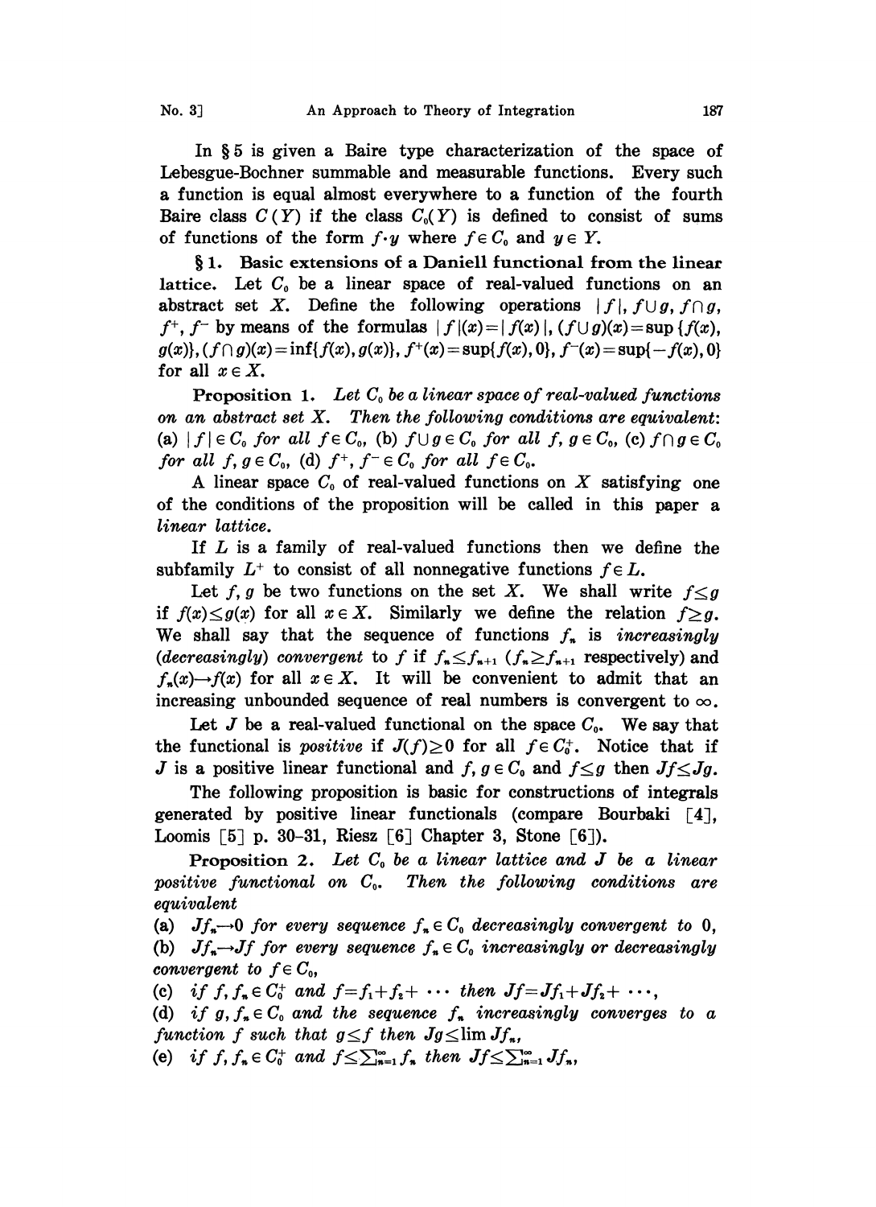In § 5 is given a Baire type characterization of the space of Lebesgue-Bochner summable and measurable functions. Every such a function is equal almost everywhere to a function of the fourth Baire class $C(Y)$ if the class $C_0(Y)$ is defined to consist of sums of functions of the form $f \cdot y$ where $f \in C_0$ and $y \in Y$.

**§ 1. Basic extensions of a Daniell functional from the linear lattice.** Let $C_0$ be a linear space of real-valued functions on an abstract set $X$. Define the following operations $|f|, f \cup g, f \cap g, f^+, f^-$ by means of the formulas $|f|(x) = |f(x)|$, $(f \cup g)(x) = \sup\{f(x), g(x)\}$, $(f \cap g)(x) = \inf\{f(x), g(x)\}$, $f^+(x) = \sup\{f(x), 0\}$, $f^-(x) = \sup\{-f(x), 0\}$ for all $x \in X$.

**Proposition 1.** *Let $C_0$ be a linear space of real-valued functions on an abstract set $X$. Then the following conditions are equivalent: (a) $|f| \in C_0$ for all $f \in C_0$, (b) $f \cup g \in C_0$ for all $f, g \in C_0$, (c) $f \cap g \in C_0$ for all $f, g \in C_0$, (d) $f^+, f^- \in C_0$ for all $f \in C_0$.*

A linear space $C_0$ of real-valued functions on $X$ satisfying one of the conditions of the proposition will be called in this paper a *linear lattice*.

If $L$ is a family of real-valued functions then we define the subfamily $L^+$ to consist of all nonnegative functions $f \in L$.

Let $f, g$ be two functions on the set $X$. We shall write $f \leq g$ if $f(x) \leq g(x)$ for all $x \in X$. Similarly we define the relation $f \geq g$. We shall say that the sequence of functions $f_n$ is *increasingly* (*decreasingly*) *convergent* to $f$ if $f_n \leq f_{n+1}$ ($f_n \geq f_{n+1}$ respectively) and $f_n(x) \to f(x)$ for all $x \in X$. It will be convenient to admit that an increasing unbounded sequence of real numbers is convergent to $\infty$.

Let $J$ be a real-valued functional on the space $C_0$. We say that the functional is *positive* if $J(f) \geq 0$ for all $f \in C_0^+$. Notice that if $J$ is a positive linear functional and $f, g \in C_0$ and $f \leq g$ then $Jf \leq Jg$.

The following proposition is basic for constructions of integrals generated by positive linear functionals (compare Bourbaki [4], Loomis [5] p. 30–31, Riesz [6] Chapter 3, Stone [6]).

**Proposition 2.** *Let $C_0$ be a linear lattice and $J$ be a linear positive functional on $C_0$. Then the following conditions are equivalent*

(a) *$Jf_n \to 0$ for every sequence $f_n \in C_0$ decreasingly convergent to $0$,*

(b) *$Jf_n \to Jf$ for every sequence $f_n \in C_0$ increasingly or decreasingly convergent to $f \in C_0$,*

(c) *if $f, f_n \in C_0^+$ and $f = f_1 + f_2 + \cdots$ then $Jf = Jf_1 + Jf_2 + \cdots$,*

(d) *if $g, f_n \in C_0$ and the sequence $f_n$ increasingly converges to a function $f$ such that $g \leq f$ then $Jg \leq \lim Jf_n$,*

(e) *if $f, f_n \in C_0^+$ and $f \leq \sum_{n=1}^{\infty} f_n$ then $Jf \leq \sum_{n=1}^{\infty} Jf_n$,*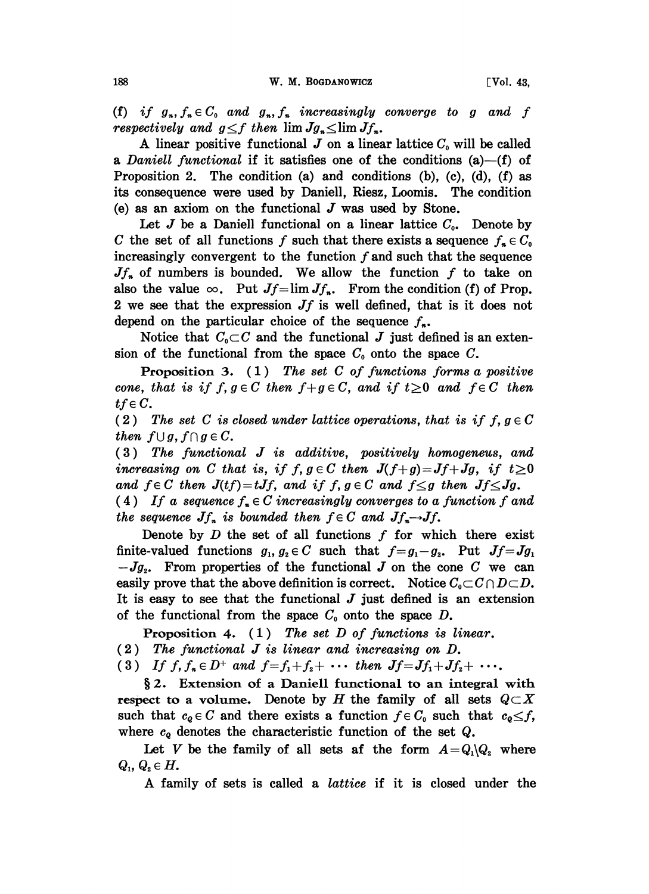(f) *if* $g_n, f_n \in C_0$ *and* $g_n, f_n$ *increasingly converge to* $g$ *and* $f$ *respectively and* $g \leq f$ *then* $\lim Jg_n \leq \lim Jf_n$.

A linear positive functional $J$ on a linear lattice $C_0$ will be called a *Daniell functional* if it satisfies one of the conditions (a)—(f) of Proposition 2. The condition (a) and conditions (b), (c), (d), (f) as its consequence were used by Daniell, Riesz, Loomis. The condition (e) as an axiom on the functional $J$ was used by Stone.

Let $J$ be a Daniell functional on a linear lattice $C_0$. Denote by $C$ the set of all functions $f$ such that there exists a sequence $f_n \in C_0$ increasingly convergent to the function $f$ and such that the sequence $Jf_n$ of numbers is bounded. We allow the function $f$ to take on also the value $\infty$. Put $Jf = \lim Jf_n$. From the condition (f) of Prop. 2 we see that the expression $Jf$ is well defined, that is it does not depend on the particular choice of the sequence $f_n$.

Notice that $C_0 \subset C$ and the functional $J$ just defined is an extension of the functional from the space $C_0$ onto the space $C$.

**Proposition 3.** (1) *The set* $C$ *of functions forms a positive cone, that is if* $f, g \in C$ *then* $f+g \in C$, *and if* $t \geq 0$ *and* $f \in C$ *then* $tf \in C$.

(2) *The set* $C$ *is closed under lattice operations, that is if* $f, g \in C$ *then* $f \cup g, f \cap g \in C$.

(3) *The functional* $J$ *is additive, positively homogeneus, and increasing on* $C$ *that is, if* $f, g \in C$ *then* $J(f+g) = Jf + Jg$, *if* $t \geq 0$ *and* $f \in C$ *then* $J(tf) = tJf$, *and if* $f, g \in C$ *and* $f \leq g$ *then* $Jf \leq Jg$.

(4) *If a sequence* $f_n \in C$ *increasingly converges to a function* $f$ *and the sequence* $Jf_n$ *is bounded then* $f \in C$ *and* $Jf_n \to Jf$.

Denote by $D$ the set of all functions $f$ for which there exist finite-valued functions $g_1, g_2 \in C$ such that $f = g_1 - g_2$. Put $Jf = Jg_1 - Jg_2$. From properties of the functional $J$ on the cone $C$ we can easily prove that the above definition is correct. Notice $C_0 \subset C \cap D \subset D$. It is easy to see that the functional $J$ just defined is an extension of the functional from the space $C_0$ onto the space $D$.

**Proposition 4.** (1) *The set* $D$ *of functions is linear.*

(2) *The functional* $J$ *is linear and increasing on* $D$.

(3) *If* $f, f_n \in D^+$ *and* $f = f_1 + f_2 + \cdots$ *then* $Jf = Jf_1 + Jf_2 + \cdots$.

## § 2. Extension of a Daniell functional to an integral with respect to a volume.

Denote by $H$ the family of all sets $Q \subset X$ such that $c_Q \in C$ and there exists a function $f \in C_0$ such that $c_Q \leq f$, where $c_Q$ denotes the characteristic function of the set $Q$.

Let $V$ be the family of all sets af the form $A = Q_1 \backslash Q_2$ where $Q_1, Q_2 \in H$.

A family of sets is called a *lattice* if it is closed under the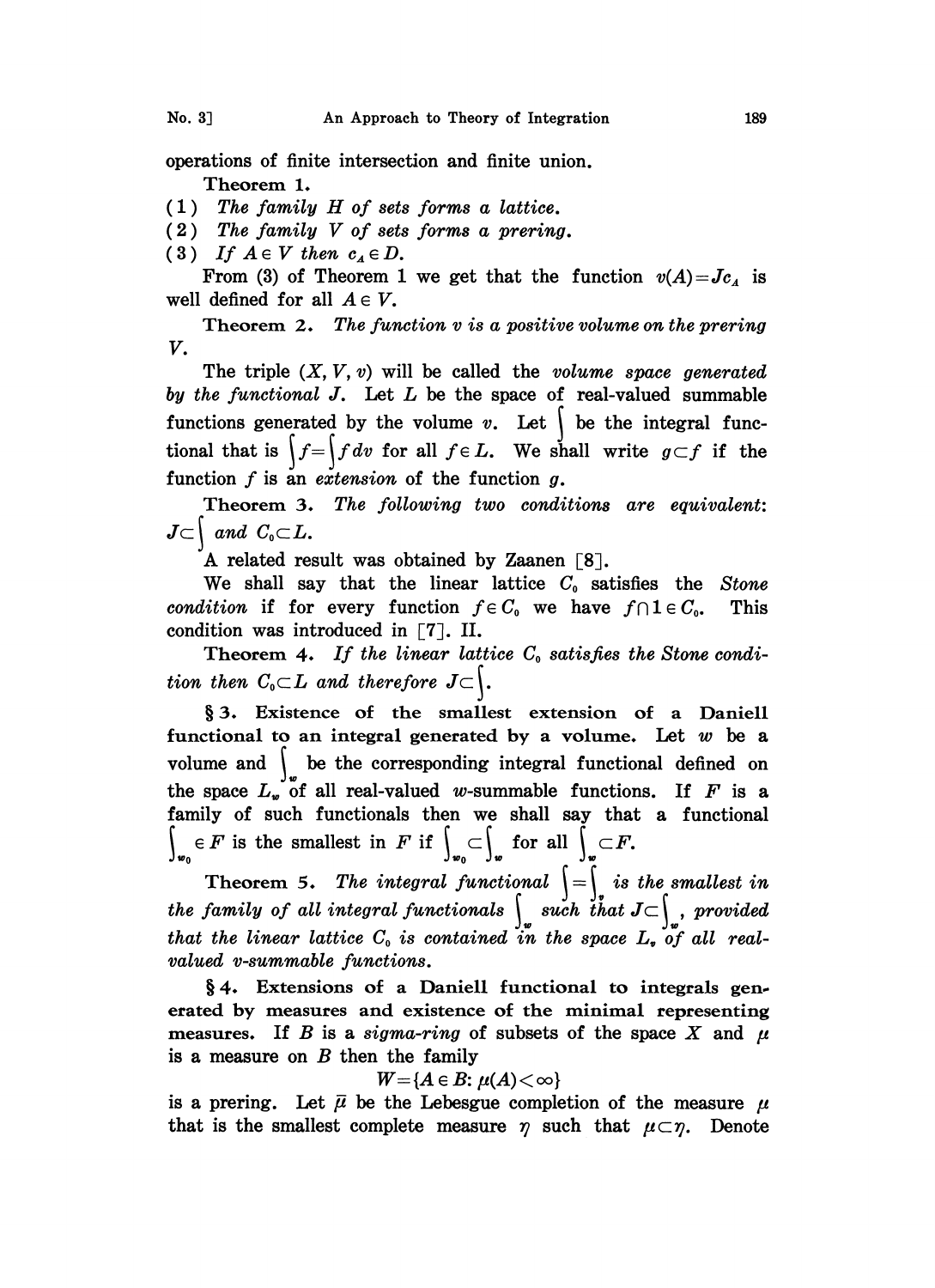operations of finite intersection and finite union.

**Theorem 1.**

(1) *The family $H$ of sets forms a lattice.*

(2) *The family $V$ of sets forms a prering.*

(3) *If $A \in V$ then $c_A \in D$.*

From (3) of Theorem 1 we get that the function $v(A) = Jc_A$ is well defined for all $A \in V$.

**Theorem 2.** *The function $v$ is a positive volume on the prering $V$.*

The triple $(X, V, v)$ will be called the *volume space generated by the functional $J$*. Let $L$ be the space of real-valued summable functions generated by the volume $v$. Let $\int$ be the integral functional that is $\int f = \int f\,dv$ for all $f \in L$. We shall write $g \subset f$ if the function $f$ is an *extension* of the function $g$.

**Theorem 3.** *The following two conditions are equivalent: $J \subset \int$ and $C_0 \subset L$.*

A related result was obtained by Zaanen [8].

We shall say that the linear lattice $C_0$ satisfies the *Stone condition* if for every function $f \in C_0$ we have $f \cap 1 \in C_0$. This condition was introduced in [7]. II.

**Theorem 4.** *If the linear lattice $C_0$ satisfies the Stone condition then $C_0 \subset L$ and therefore $J \subset \int$.*

## § 3. Existence of the smallest extension of a Daniell functional to an integral generated by a volume.

Let $w$ be a volume and $\int_w$ be the corresponding integral functional defined on the space $L_w$ of all real-valued $w$-summable functions. If $F$ is a family of such functionals then we shall say that a functional $\int_{w_0} \in F$ is the smallest in $F$ if $\int_{w_0} \subset \int_w$ for all $\int_w \subset F$.

**Theorem 5.** *The integral functional $\int = \int_v$ is the smallest in the family of all integral functionals $\int_w$ such that $J \subset \int_w$, provided that the linear lattice $C_0$ is contained in the space $L_v$ of all real-valued $v$-summable functions.*

## § 4. Extensions of a Daniell functional to integrals generated by measures and existence of the minimal representing measures.

If $B$ is a *sigma-ring* of subsets of the space $X$ and $\mu$ is a measure on $B$ then the family

$$W = \{A \in B \colon \mu(A) < \infty\}$$

is a prering. Let $\bar{\mu}$ be the Lebesgue completion of the measure $\mu$ that is the smallest complete measure $\eta$ such that $\mu \subset \eta$. Denote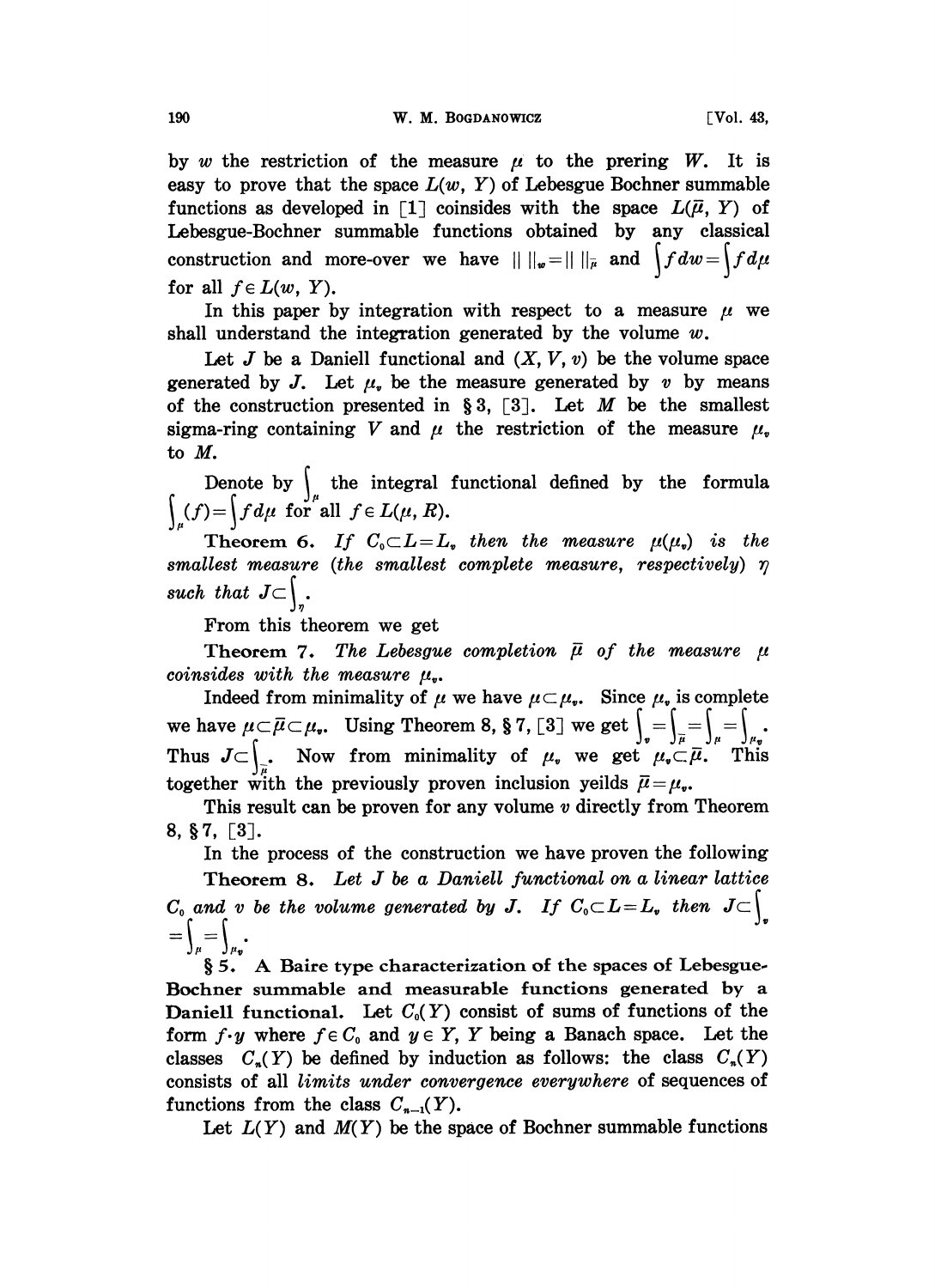by $w$ the restriction of the measure $\mu$ to the prering $W$. It is easy to prove that the space $L(w, Y)$ of Lebesgue Bochner summable functions as developed in [1] coinsides with the space $L(\bar{\mu}, Y)$ of Lebesgue-Bochner summable functions obtained by any classical construction and more-over we have $\| \|_w = \| \|_{\bar{\mu}}$ and $\int f dw = \int f d\mu$ for all $f \in L(w, Y)$.

In this paper by integration with respect to a measure $\mu$ we shall understand the integration generated by the volume $w$.

Let $J$ be a Daniell functional and $(X, V, v)$ be the volume space generated by $J$. Let $\mu_v$ be the measure generated by $v$ by means of the construction presented in § 3, [3]. Let $M$ be the smallest sigma-ring containing $V$ and $\mu$ the restriction of the measure $\mu_v$ to $M$.

Denote by $\int_\mu$ the integral functional defined by the formula $\int_\mu (f) = \int f d\mu$ for all $f \in L(\mu, R)$.

**Theorem 6.** *If $C_0 \subset L = L_v$ then the measure $\mu(\mu_v)$ is the smallest measure (the smallest complete measure, respectively) $\eta$ such that $J \subset \int_\eta$.*

From this theorem we get

**Theorem 7.** *The Lebesgue completion $\bar{\mu}$ of the measure $\mu$ coinsides with the measure $\mu_v$.*

Indeed from minimality of $\mu$ we have $\mu \subset \mu_v$. Since $\mu_v$ is complete we have $\mu \subset \bar{\mu} \subset \mu_v$. Using Theorem 8, § 7, [3] we get $\int_v = \int_{\bar{\mu}} = \int_\mu = \int_{\mu_v}$. Thus $J \subset \int_{\bar{\mu}}$. Now from minimality of $\mu_v$ we get $\mu_v \subset \bar{\mu}$. This together with the previously proven inclusion yeilds $\bar{\mu} = \mu_v$.

This result can be proven for any volume $v$ directly from Theorem 8, § 7, [3].

In the process of the construction we have proven the following

**Theorem 8.** *Let $J$ be a Daniell functional on a linear lattice $C_0$ and $v$ be the volume generated by $J$. If $C_0 \subset L = L_v$ then $J \subset \int_v = \int_\mu = \int_{\mu_v}$.*

**§ 5. A Baire type characterization of the spaces of Lebesgue-Bochner summable and measurable functions generated by a Daniell functional.** Let $C_0(Y)$ consist of sums of functions of the form $f \cdot y$ where $f \in C_0$ and $y \in Y$, $Y$ being a Banach space. Let the classes $C_n(Y)$ be defined by induction as follows: the class $C_n(Y)$ consists of all *limits under convergence everywhere* of sequences of functions from the class $C_{n-1}(Y)$.

Let $L(Y)$ and $M(Y)$ be the space of Bochner summable functions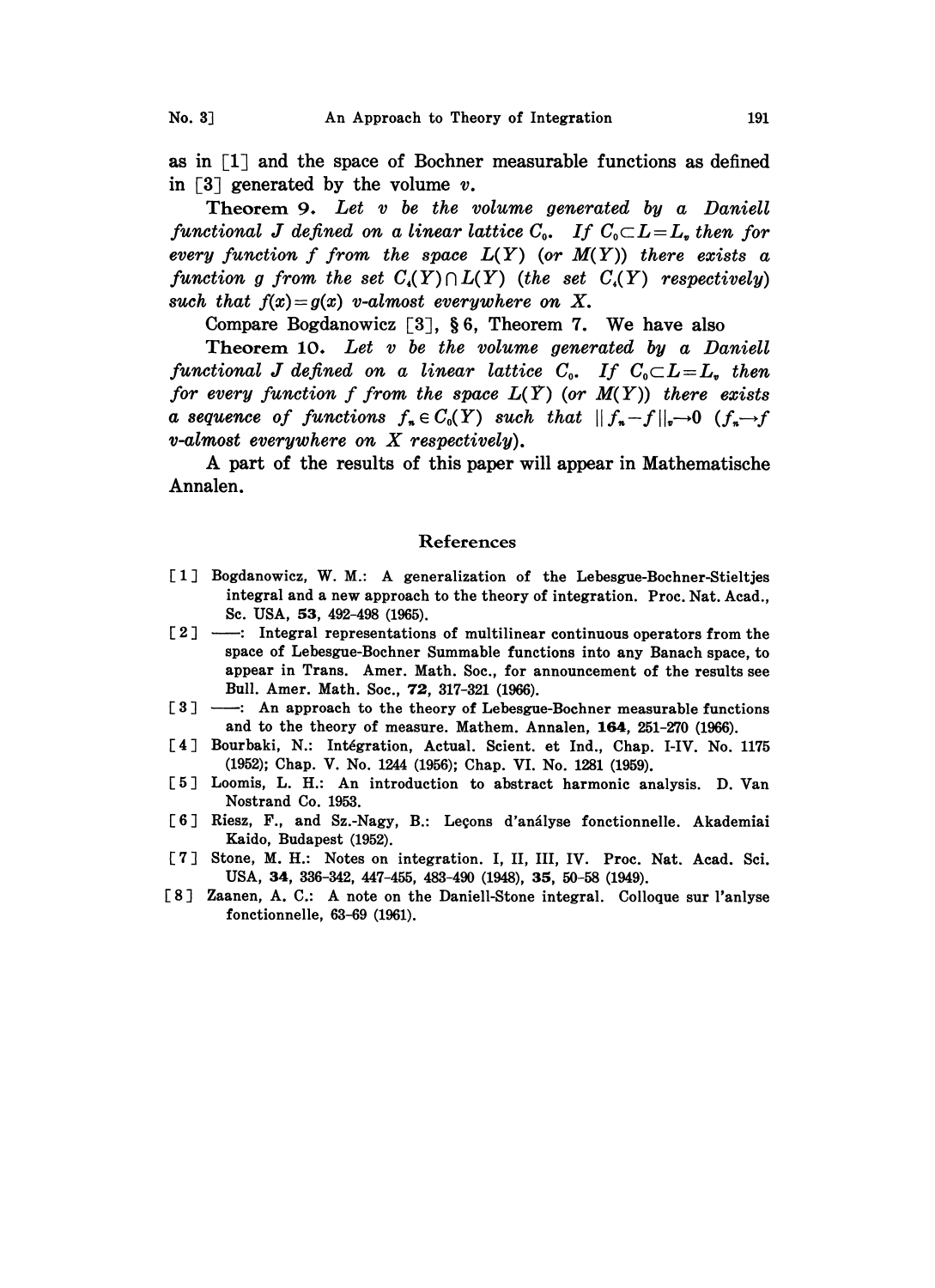as in [1] and the space of Bochner measurable functions as defined in [3] generated by the volume $v$.

**Theorem 9.** *Let $v$ be the volume generated by a Daniell functional $J$ defined on a linear lattice $C_0$. If $C_0 \subset L = L_v$ then for every function $f$ from the space $L(Y)$ (or $M(Y)$) there exists a function $g$ from the set $C_4(Y) \cap L(Y)$ (the set $C_4(Y)$ respectively) such that $f(x) = g(x)$ $v$-almost everywhere on $X$.*

Compare Bogdanowicz [3], § 6, Theorem 7. We have also

**Theorem 10.** *Let $v$ be the volume generated by a Daniell functional $J$ defined on a linear lattice $C_0$. If $C_0 \subset L = L_v$ then for every function $f$ from the space $L(Y)$ (or $M(Y)$) there exists a sequence of functions $f_n \in C_0(Y)$ such that $\| f_n - f \|_v \to 0$ ($f_n \to f$ $v$-almost everywhere on $X$ respectively).*

A part of the results of this paper will appear in Mathematische Annalen.

## References

[1] Bogdanowicz, W. M.: A generalization of the Lebesgue-Bochner-Stieltjes integral and a new approach to the theory of integration. Proc. Nat. Acad., Sc. USA, **53**, 492–498 (1965).

[2] ——: Integral representations of multilinear continuous operators from the space of Lebesgue-Bochner Summable functions into any Banach space, to appear in Trans. Amer. Math. Soc., for announcement of the results see Bull. Amer. Math. Soc., **72**, 317–321 (1966).

[3] ——: An approach to the theory of Lebesgue-Bochner measurable functions and to the theory of measure. Mathem. Annalen, **164**, 251–270 (1966).

[4] Bourbaki, N.: Intégration, Actual. Scient. et Ind., Chap. I-IV. No. 1175 (1952); Chap. V. No. 1244 (1956); Chap. VI. No. 1281 (1959).

[5] Loomis, L. H.: An introduction to abstract harmonic analysis. D. Van Nostrand Co. 1953.

[6] Riesz, F., and Sz.-Nagy, B.: Leçons d'análysе fonctionnelle. Akademiai Kaido, Budapest (1952).

[7] Stone, M. H.: Notes on integration. I, II, III, IV. Proc. Nat. Acad. Sci. USA, **34**, 336–342, 447–455, 483–490 (1948), **35**, 50–58 (1949).

[8] Zaanen, A. C.: A note on the Daniell-Stone integral. Colloque sur l'anlyse fonctionnelle, 63–69 (1961).